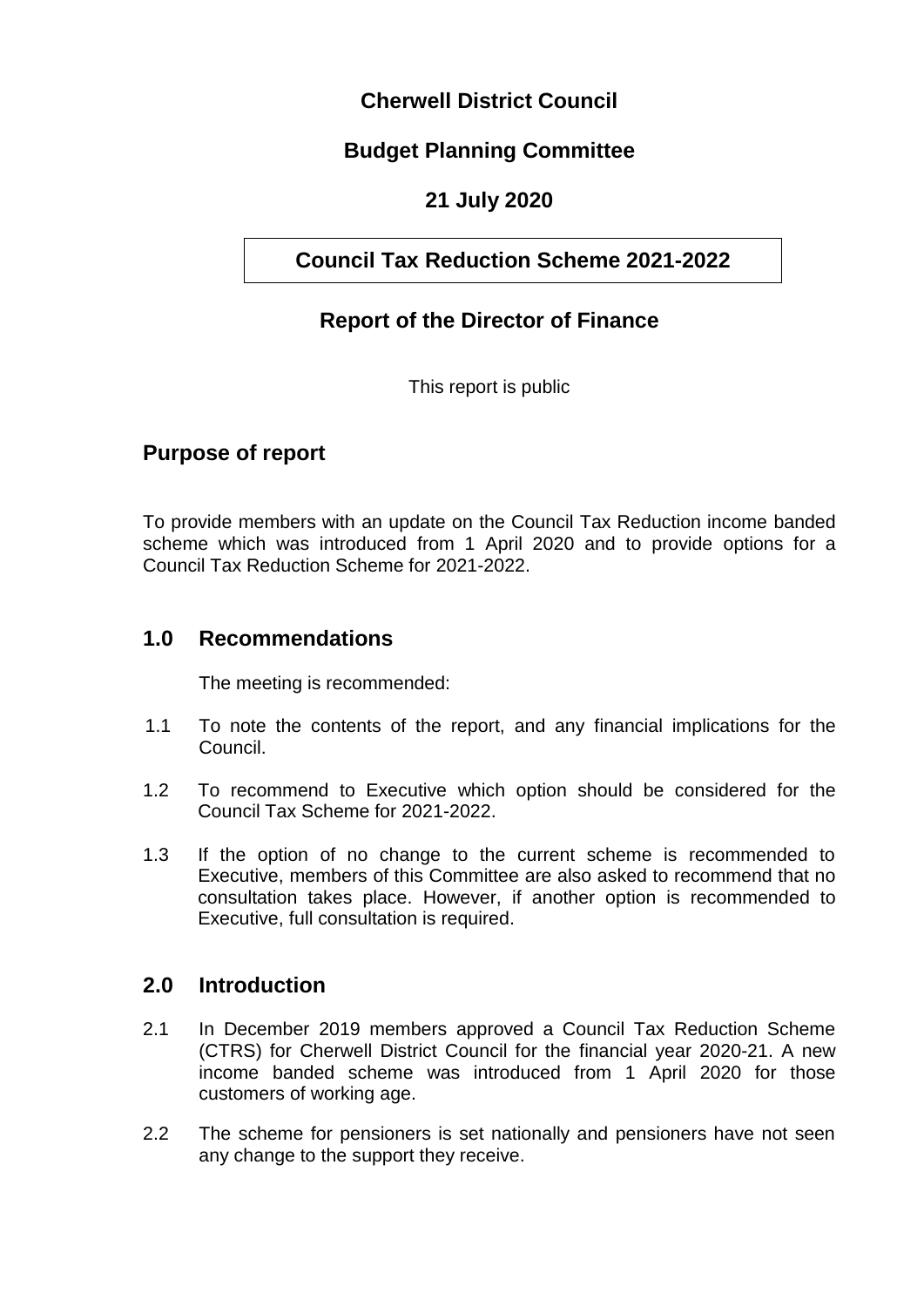# Cherwell District Council

## Budget Planning Committee

## 21 July 2020

## Council Tax Reduction Scheme 2021-2022

## Report of the Director of Finance

This report is public

## Purpose of report

To provide members with an update on the Council Tax Reduction income banded scheme which was introduced from 1 April 2020 and to provide options for a Council Tax Reduction Scheme for 2021-2022.

## 1.0 Recommendations

The meeting is recommended:

1.1 To note the contents of the report, and any financial implications for the Council.

1.2 To recommend to Executive which option should be considered for the Council Tax Scheme for 2021-2022.

1.3 If the option of no change to the current scheme is recommended to Executive, members of this Committee are also asked to recommend that no consultation takes place. However, if another option is recommended to Executive, full consultation is required.

## 2.0 Introduction

2.1 In December 2019 members approved a Council Tax Reduction Scheme (CTRS) for Cherwell District Council for the financial year 2020-21. A new income banded scheme was introduced from 1 April 2020 for those customers of working age.

2.2 The scheme for pensioners is set nationally and pensioners have not seen any change to the support they receive.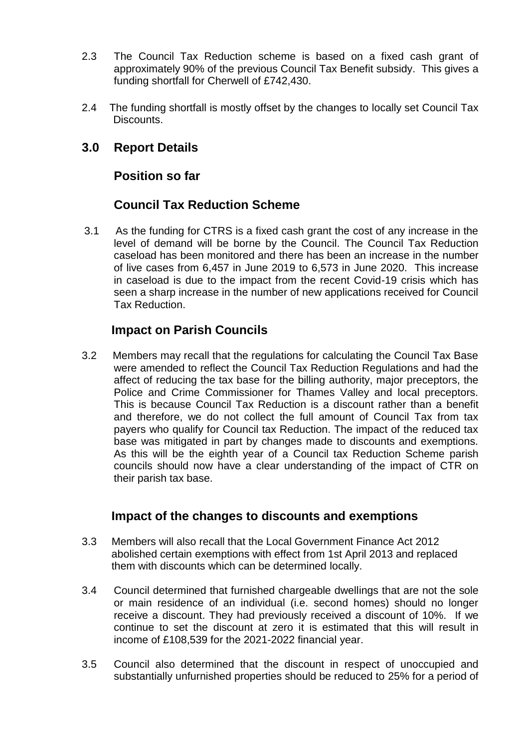2.3 The Council Tax Reduction scheme is based on a fixed cash grant of approximately 90% of the previous Council Tax Benefit subsidy. This gives a funding shortfall for Cherwell of £742,430.

2.4 The funding shortfall is mostly offset by the changes to locally set Council Tax Discounts.

## 3.0 Report Details

### Position so far

### Council Tax Reduction Scheme

3.1 As the funding for CTRS is a fixed cash grant the cost of any increase in the level of demand will be borne by the Council. The Council Tax Reduction caseload has been monitored and there has been an increase in the number of live cases from 6,457 in June 2019 to 6,573 in June 2020. This increase in caseload is due to the impact from the recent Covid-19 crisis which has seen a sharp increase in the number of new applications received for Council Tax Reduction.

### Impact on Parish Councils

3.2 Members may recall that the regulations for calculating the Council Tax Base were amended to reflect the Council Tax Reduction Regulations and had the affect of reducing the tax base for the billing authority, major preceptors, the Police and Crime Commissioner for Thames Valley and local preceptors. This is because Council Tax Reduction is a discount rather than a benefit and therefore, we do not collect the full amount of Council Tax from tax payers who qualify for Council tax Reduction. The impact of the reduced tax base was mitigated in part by changes made to discounts and exemptions. As this will be the eighth year of a Council tax Reduction Scheme parish councils should now have a clear understanding of the impact of CTR on their parish tax base.

### Impact of the changes to discounts and exemptions

3.3 Members will also recall that the Local Government Finance Act 2012 abolished certain exemptions with effect from 1st April 2013 and replaced them with discounts which can be determined locally.

3.4 Council determined that furnished chargeable dwellings that are not the sole or main residence of an individual (i.e. second homes) should no longer receive a discount. They had previously received a discount of 10%. If we continue to set the discount at zero it is estimated that this will result in income of £108,539 for the 2021-2022 financial year.

3.5 Council also determined that the discount in respect of unoccupied and substantially unfurnished properties should be reduced to 25% for a period of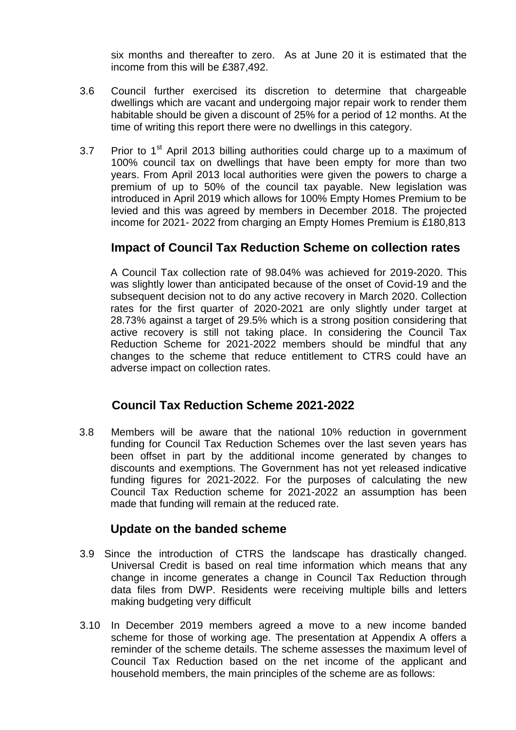six months and thereafter to zero. As at June 20 it is estimated that the income from this will be £387,492.

3.6 Council further exercised its discretion to determine that chargeable dwellings which are vacant and undergoing major repair work to render them habitable should be given a discount of 25% for a period of 12 months. At the time of writing this report there were no dwellings in this category.

3.7 Prior to 1st April 2013 billing authorities could charge up to a maximum of 100% council tax on dwellings that have been empty for more than two years. From April 2013 local authorities were given the powers to charge a premium of up to 50% of the council tax payable. New legislation was introduced in April 2019 which allows for 100% Empty Homes Premium to be levied and this was agreed by members in December 2018. The projected income for 2021- 2022 from charging an Empty Homes Premium is £180,813

## Impact of Council Tax Reduction Scheme on collection rates

A Council Tax collection rate of 98.04% was achieved for 2019-2020. This was slightly lower than anticipated because of the onset of Covid-19 and the subsequent decision not to do any active recovery in March 2020. Collection rates for the first quarter of 2020-2021 are only slightly under target at 28.73% against a target of 29.5% which is a strong position considering that active recovery is still not taking place. In considering the Council Tax Reduction Scheme for 2021-2022 members should be mindful that any changes to the scheme that reduce entitlement to CTRS could have an adverse impact on collection rates.

## Council Tax Reduction Scheme 2021-2022

3.8 Members will be aware that the national 10% reduction in government funding for Council Tax Reduction Schemes over the last seven years has been offset in part by the additional income generated by changes to discounts and exemptions. The Government has not yet released indicative funding figures for 2021-2022. For the purposes of calculating the new Council Tax Reduction scheme for 2021-2022 an assumption has been made that funding will remain at the reduced rate.

## Update on the banded scheme

3.9 Since the introduction of CTRS the landscape has drastically changed. Universal Credit is based on real time information which means that any change in income generates a change in Council Tax Reduction through data files from DWP. Residents were receiving multiple bills and letters making budgeting very difficult

3.10 In December 2019 members agreed a move to a new income banded scheme for those of working age. The presentation at Appendix A offers a reminder of the scheme details. The scheme assesses the maximum level of Council Tax Reduction based on the net income of the applicant and household members, the main principles of the scheme are as follows: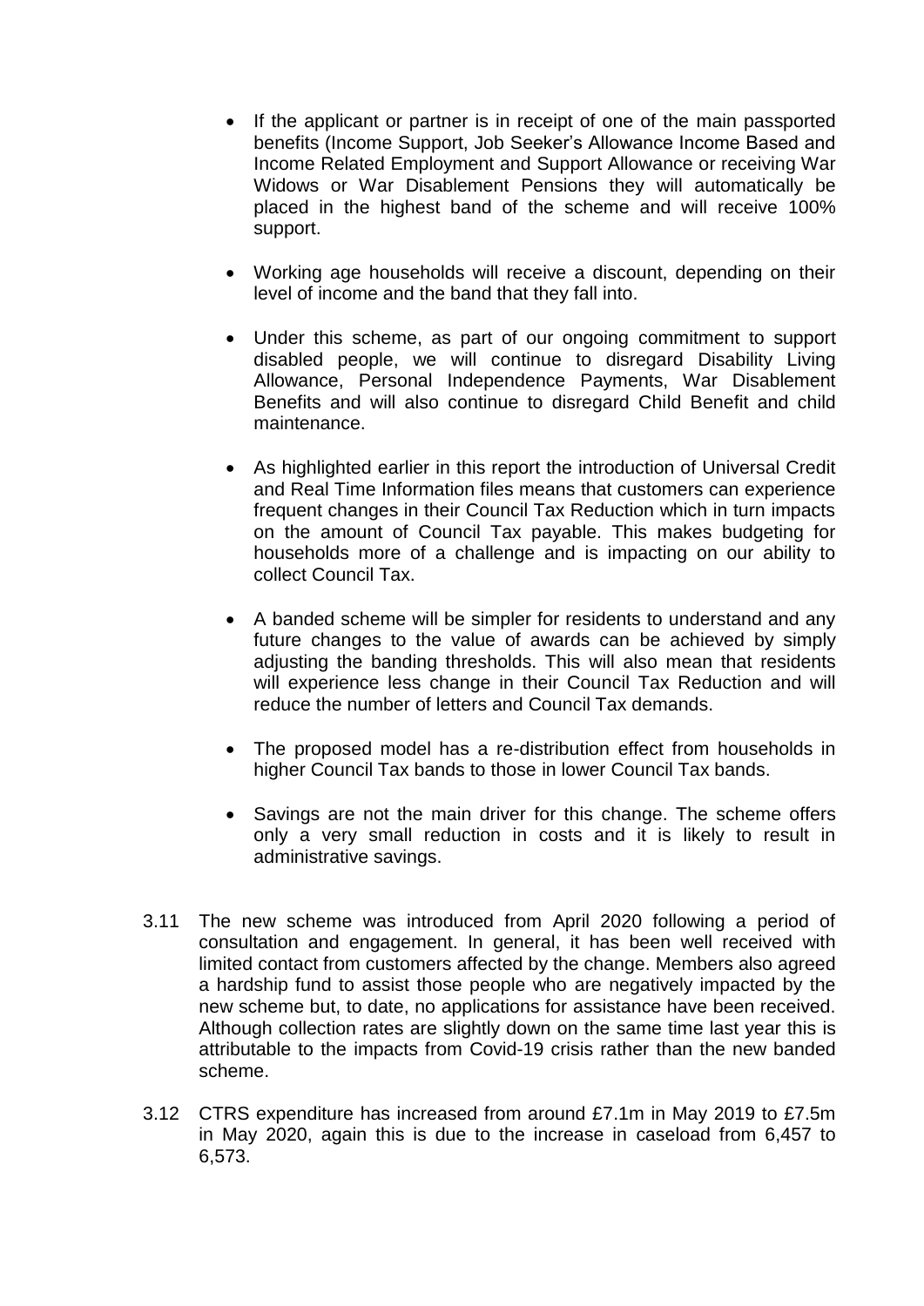- If the applicant or partner is in receipt of one of the main passported benefits (Income Support, Job Seeker's Allowance Income Based and Income Related Employment and Support Allowance or receiving War Widows or War Disablement Pensions they will automatically be placed in the highest band of the scheme and will receive 100% support.

- Working age households will receive a discount, depending on their level of income and the band that they fall into.

- Under this scheme, as part of our ongoing commitment to support disabled people, we will continue to disregard Disability Living Allowance, Personal Independence Payments, War Disablement Benefits and will also continue to disregard Child Benefit and child maintenance.

- As highlighted earlier in this report the introduction of Universal Credit and Real Time Information files means that customers can experience frequent changes in their Council Tax Reduction which in turn impacts on the amount of Council Tax payable. This makes budgeting for households more of a challenge and is impacting on our ability to collect Council Tax.

- A banded scheme will be simpler for residents to understand and any future changes to the value of awards can be achieved by simply adjusting the banding thresholds. This will also mean that residents will experience less change in their Council Tax Reduction and will reduce the number of letters and Council Tax demands.

- The proposed model has a re-distribution effect from households in higher Council Tax bands to those in lower Council Tax bands.

- Savings are not the main driver for this change. The scheme offers only a very small reduction in costs and it is likely to result in administrative savings.

3.11 The new scheme was introduced from April 2020 following a period of consultation and engagement. In general, it has been well received with limited contact from customers affected by the change. Members also agreed a hardship fund to assist those people who are negatively impacted by the new scheme but, to date, no applications for assistance have been received. Although collection rates are slightly down on the same time last year this is attributable to the impacts from Covid-19 crisis rather than the new banded scheme.

3.12 CTRS expenditure has increased from around £7.1m in May 2019 to £7.5m in May 2020, again this is due to the increase in caseload from 6,457 to 6,573.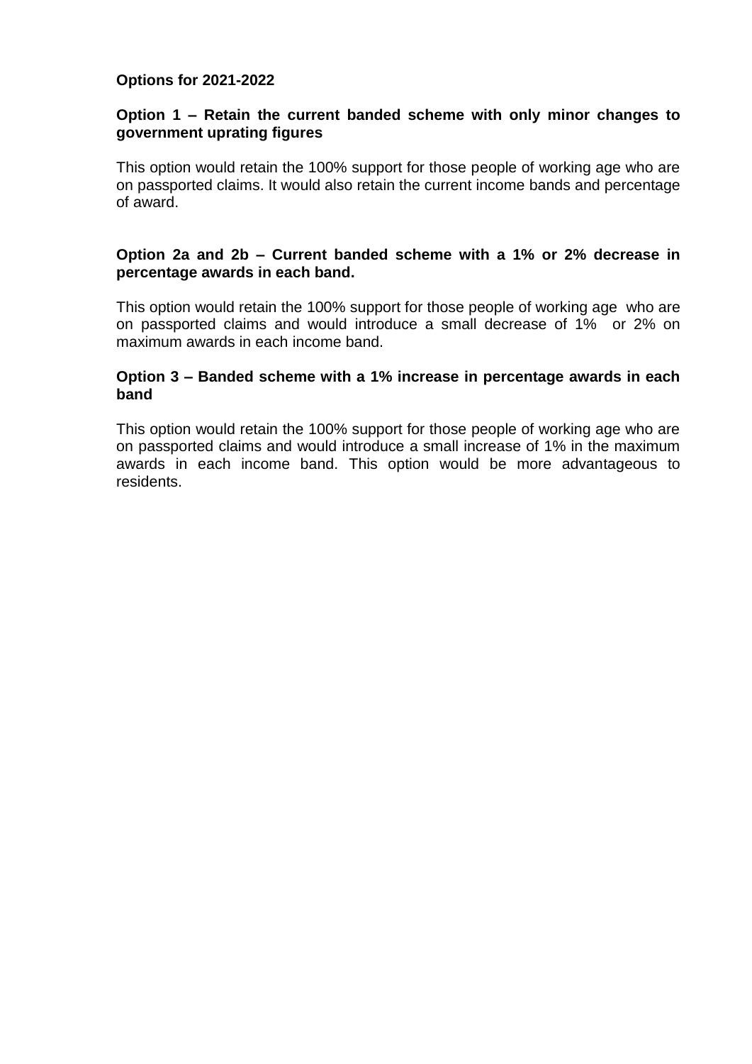**Options for 2021-2022**

**Option 1 – Retain the current banded scheme with only minor changes to government uprating figures**

This option would retain the 100% support for those people of working age who are on passported claims. It would also retain the current income bands and percentage of award.

**Option 2a and 2b – Current banded scheme with a 1% or 2% decrease in percentage awards in each band.**

This option would retain the 100% support for those people of working age who are on passported claims and would introduce a small decrease of 1% or 2% on maximum awards in each income band.

**Option 3 – Banded scheme with a 1% increase in percentage awards in each band**

This option would retain the 100% support for those people of working age who are on passported claims and would introduce a small increase of 1% in the maximum awards in each income band. This option would be more advantageous to residents.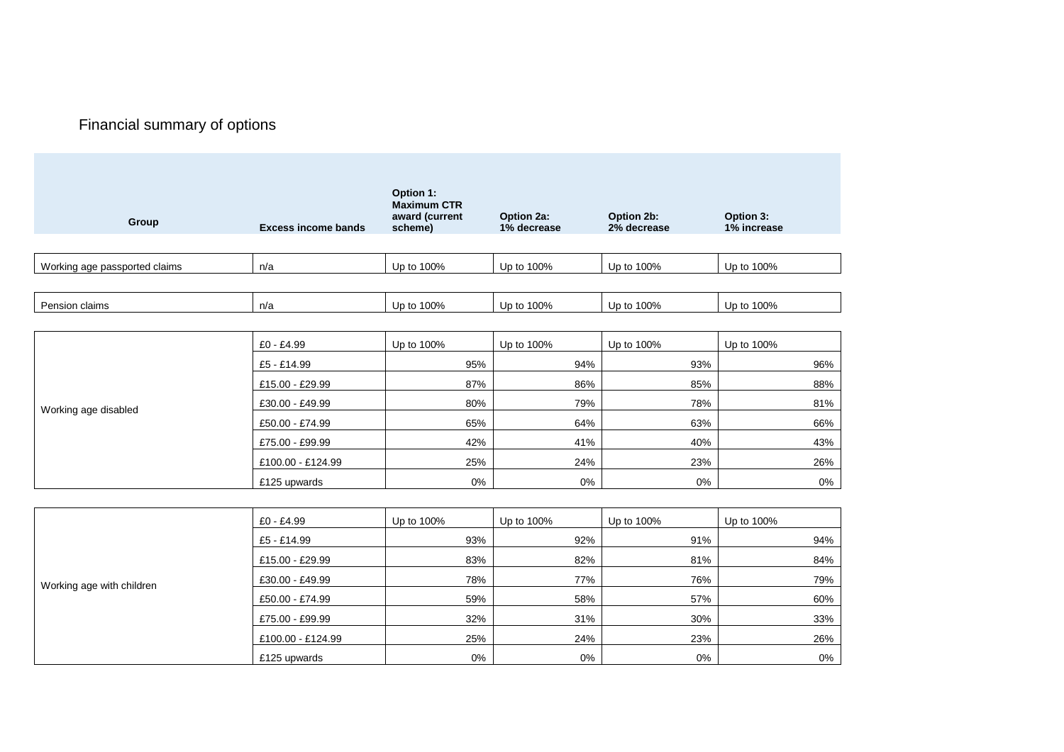Financial summary of options

| Group | Excess income bands | Option 1: Maximum CTR award (current scheme) | Option 2a: 1% decrease | Option 2b: 2% decrease | Option 3: 1% increase |
|---|---|---|---|---|---|
| Working age passported claims | n/a | Up to 100% | Up to 100% | Up to 100% | Up to 100% |
| Pension claims | n/a | Up to 100% | Up to 100% | Up to 100% | Up to 100% |
| Working age disabled | £0 - £4.99 | Up to 100% | Up to 100% | Up to 100% | Up to 100% |
| | £5 - £14.99 | 95% | 94% | 93% | 96% |
| | £15.00 - £29.99 | 87% | 86% | 85% | 88% |
| | £30.00 - £49.99 | 80% | 79% | 78% | 81% |
| | £50.00 - £74.99 | 65% | 64% | 63% | 66% |
| | £75.00 - £99.99 | 42% | 41% | 40% | 43% |
| | £100.00 - £124.99 | 25% | 24% | 23% | 26% |
| | £125 upwards | 0% | 0% | 0% | 0% |
| Working age with children | £0 - £4.99 | Up to 100% | Up to 100% | Up to 100% | Up to 100% |
| | £5 - £14.99 | 93% | 92% | 91% | 94% |
| | £15.00 - £29.99 | 83% | 82% | 81% | 84% |
| | £30.00 - £49.99 | 78% | 77% | 76% | 79% |
| | £50.00 - £74.99 | 59% | 58% | 57% | 60% |
| | £75.00 - £99.99 | 32% | 31% | 30% | 33% |
| | £100.00 - £124.99 | 25% | 24% | 23% | 26% |
| | £125 upwards | 0% | 0% | 0% | 0% |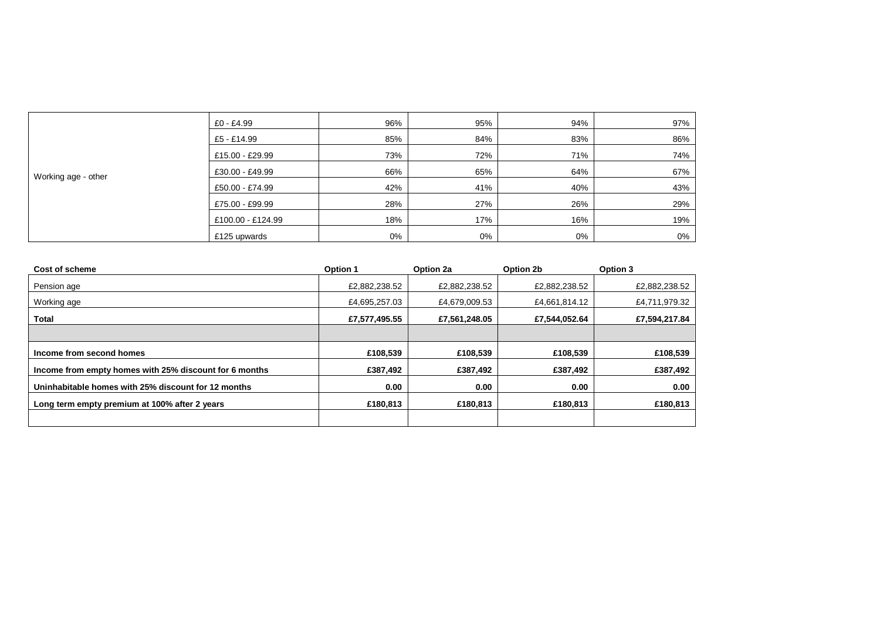| | | | | | |
|---|---|---|---|---|---|
| Working age - other | £0 - £4.99 | 96% | 95% | 94% | 97% |
| | £5 - £14.99 | 85% | 84% | 83% | 86% |
| | £15.00 - £29.99 | 73% | 72% | 71% | 74% |
| | £30.00 - £49.99 | 66% | 65% | 64% | 67% |
| | £50.00 - £74.99 | 42% | 41% | 40% | 43% |
| | £75.00 - £99.99 | 28% | 27% | 26% | 29% |
| | £100.00 - £124.99 | 18% | 17% | 16% | 19% |
| | £125 upwards | 0% | 0% | 0% | 0% |

| **Cost of scheme** | **Option 1** | **Option 2a** | **Option 2b** | **Option 3** |
|---|---|---|---|---|
| Pension age | £2,882,238.52 | £2,882,238.52 | £2,882,238.52 | £2,882,238.52 |
| Working age | £4,695,257.03 | £4,679,009.53 | £4,661,814.12 | £4,711,979.32 |
| **Total** | **£7,577,495.55** | **£7,561,248.05** | **£7,544,052.64** | **£7,594,217.84** |
| | | | | |
| **Income from second homes** | **£108,539** | **£108,539** | **£108,539** | **£108,539** |
| **Income from empty homes with 25% discount for 6 months** | **£387,492** | **£387,492** | **£387,492** | **£387,492** |
| **Uninhabitable homes with 25% discount for 12 months** | **0.00** | **0.00** | **0.00** | **0.00** |
| **Long term empty premium at 100% after 2 years** | **£180,813** | **£180,813** | **£180,813** | **£180,813** |
| | | | | |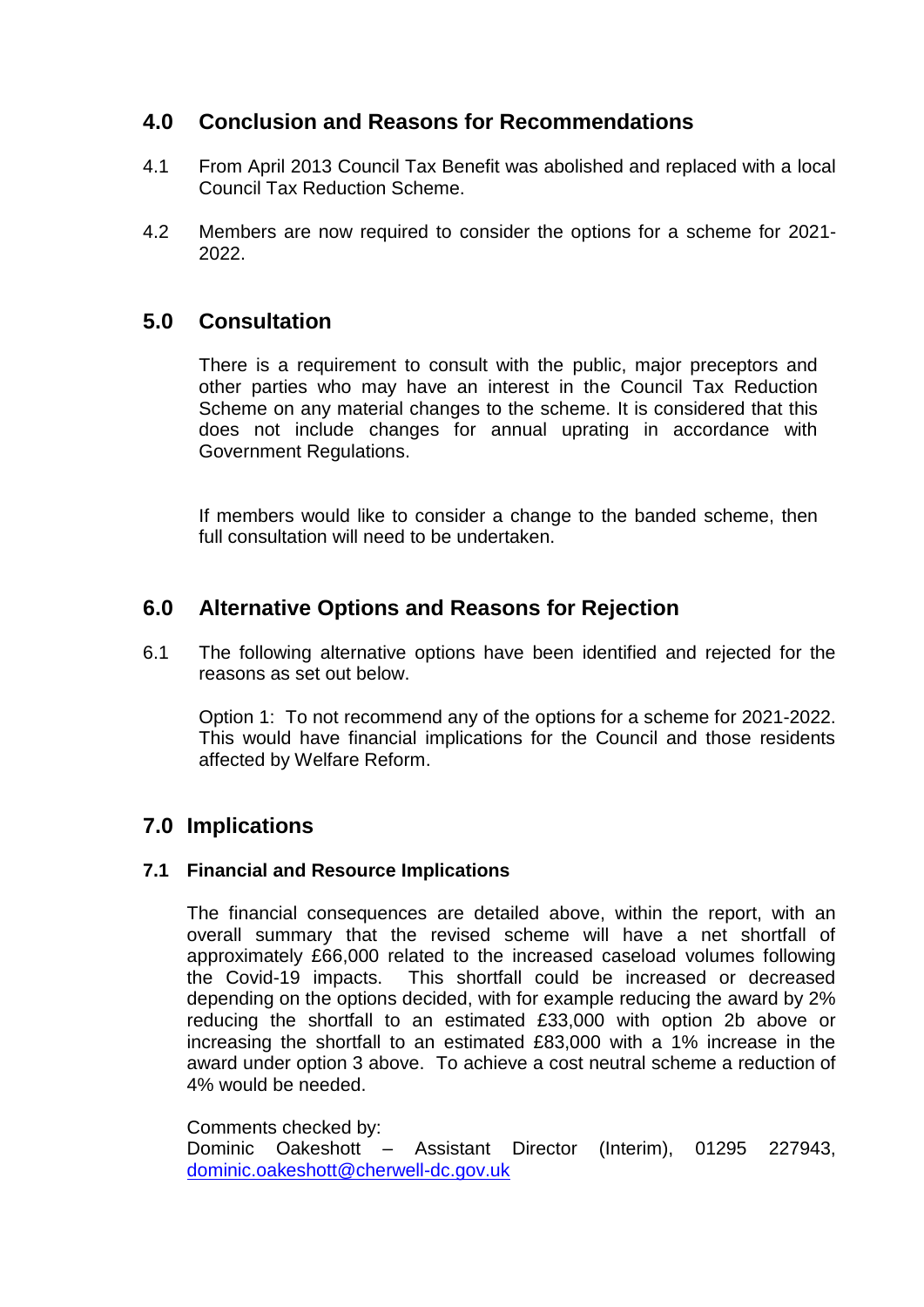## 4.0 Conclusion and Reasons for Recommendations

4.1 From April 2013 Council Tax Benefit was abolished and replaced with a local Council Tax Reduction Scheme.

4.2 Members are now required to consider the options for a scheme for 2021-2022.

## 5.0 Consultation

There is a requirement to consult with the public, major preceptors and other parties who may have an interest in the Council Tax Reduction Scheme on any material changes to the scheme. It is considered that this does not include changes for annual uprating in accordance with Government Regulations.

If members would like to consider a change to the banded scheme, then full consultation will need to be undertaken.

## 6.0 Alternative Options and Reasons for Rejection

6.1 The following alternative options have been identified and rejected for the reasons as set out below.

Option 1: To not recommend any of the options for a scheme for 2021-2022. This would have financial implications for the Council and those residents affected by Welfare Reform.

## 7.0 Implications

### 7.1 Financial and Resource Implications

The financial consequences are detailed above, within the report, with an overall summary that the revised scheme will have a net shortfall of approximately £66,000 related to the increased caseload volumes following the Covid-19 impacts. This shortfall could be increased or decreased depending on the options decided, with for example reducing the award by 2% reducing the shortfall to an estimated £33,000 with option 2b above or increasing the shortfall to an estimated £83,000 with a 1% increase in the award under option 3 above. To achieve a cost neutral scheme a reduction of 4% would be needed.

Comments checked by:
Dominic Oakeshott – Assistant Director (Interim), 01295 227943, dominic.oakeshott@cherwell-dc.gov.uk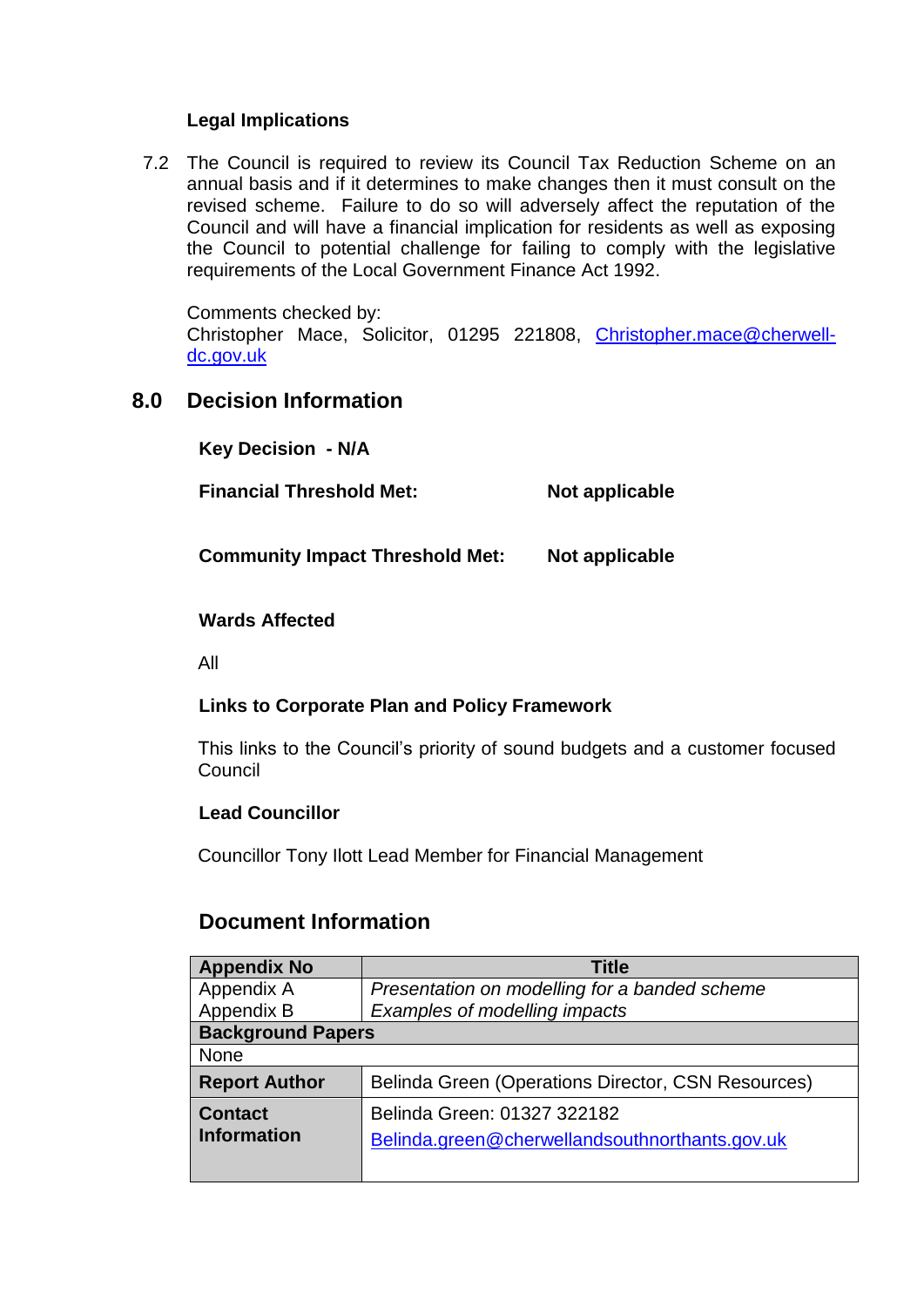**Legal Implications**

7.2 The Council is required to review its Council Tax Reduction Scheme on an annual basis and if it determines to make changes then it must consult on the revised scheme. Failure to do so will adversely affect the reputation of the Council and will have a financial implication for residents as well as exposing the Council to potential challenge for failing to comply with the legislative requirements of the Local Government Finance Act 1992.

Comments checked by:
Christopher Mace, Solicitor, 01295 221808, Christopher.mace@cherwell-dc.gov.uk

## 8.0 Decision Information

**Key Decision - N/A**

**Financial Threshold Met:** **Not applicable**

**Community Impact Threshold Met:** **Not applicable**

**Wards Affected**

All

**Links to Corporate Plan and Policy Framework**

This links to the Council's priority of sound budgets and a customer focused Council

**Lead Councillor**

Councillor Tony Ilott Lead Member for Financial Management

## Document Information

| **Appendix No** | **Title** |
|---|---|
| Appendix A | *Presentation on modelling for a banded scheme* |
| Appendix B | *Examples of modelling impacts* |
| **Background Papers** | |
| None | |
| **Report Author** | Belinda Green (Operations Director, CSN Resources) |
| **Contact Information** | Belinda Green: 01327 322182<br>Belinda.green@cherwellandsouthnorthants.gov.uk |